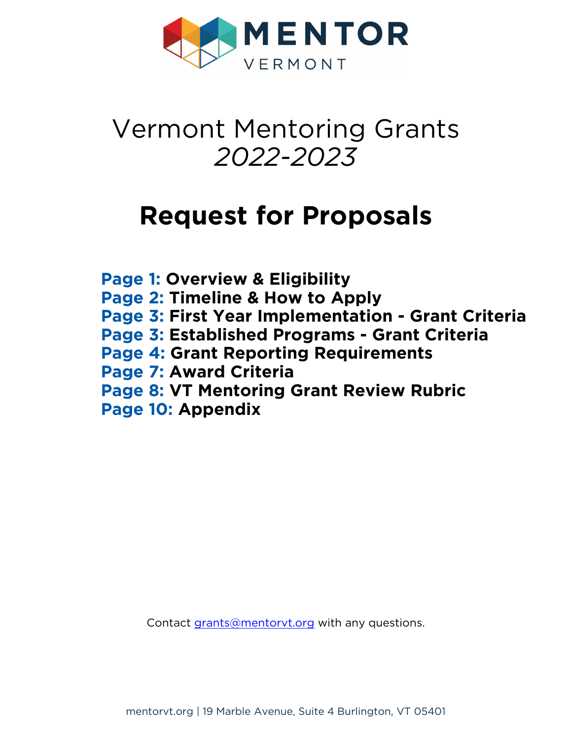MENTOR VERMONT

# Vermont Mentoring Grants
*2022-2023*

# Request for Proposals

**Page 1: Overview & Eligibility**
**Page 2: Timeline & How to Apply**
**Page 3: First Year Implementation - Grant Criteria**
**Page 3: Established Programs - Grant Criteria**
**Page 4: Grant Reporting Requirements**
**Page 7: Award Criteria**
**Page 8: VT Mentoring Grant Review Rubric**
**Page 10: Appendix**

Contact grants@mentorvt.org with any questions.

mentorvt.org | 19 Marble Avenue, Suite 4 Burlington, VT 05401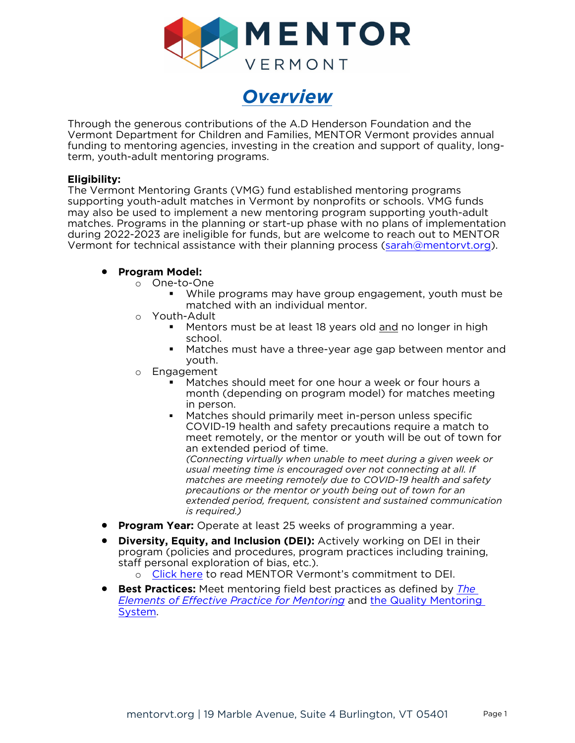# *Overview*

Through the generous contributions of the A.D Henderson Foundation and the Vermont Department for Children and Families, MENTOR Vermont provides annual funding to mentoring agencies, investing in the creation and support of quality, long-term, youth-adult mentoring programs.

**Eligibility:**
The Vermont Mentoring Grants (VMG) fund established mentoring programs supporting youth-adult matches in Vermont by nonprofits or schools. VMG funds may also be used to implement a new mentoring program supporting youth-adult matches. Programs in the planning or start-up phase with no plans of implementation during 2022-2023 are ineligible for funds, but are welcome to reach out to MENTOR Vermont for technical assistance with their planning process (sarah@mentorvt.org).

- **Program Model:**
  - One-to-One
    - While programs may have group engagement, youth must be matched with an individual mentor.
  - Youth-Adult
    - Mentors must be at least 18 years old and no longer in high school.
    - Matches must have a three-year age gap between mentor and youth.
  - Engagement
    - Matches should meet for one hour a week or four hours a month (depending on program model) for matches meeting in person.
    - Matches should primarily meet in-person unless specific COVID-19 health and safety precautions require a match to meet remotely, or the mentor or youth will be out of town for an extended period of time.
      *(Connecting virtually when unable to meet during a given week or usual meeting time is encouraged over not connecting at all. If matches are meeting remotely due to COVID-19 health and safety precautions or the mentor or youth being out of town for an extended period, frequent, consistent and sustained communication is required.)*
- **Program Year:** Operate at least 25 weeks of programming a year.
- **Diversity, Equity, and Inclusion (DEI):** Actively working on DEI in their program (policies and procedures, program practices including training, staff personal exploration of bias, etc.).
  - Click here to read MENTOR Vermont's commitment to DEI.
- **Best Practices:** Meet mentoring field best practices as defined by *The Elements of Effective Practice for Mentoring* and the Quality Mentoring System.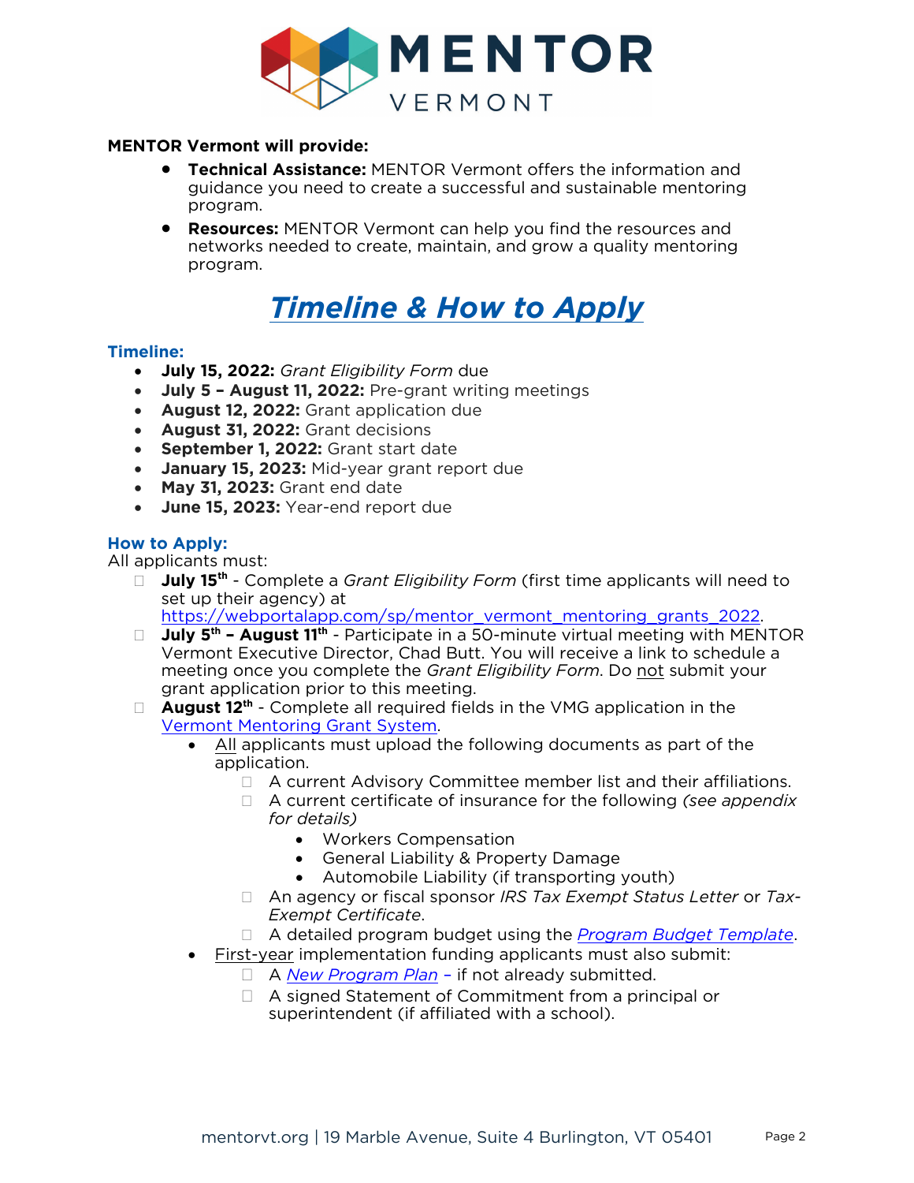**MENTOR Vermont will provide:**

- **Technical Assistance:** MENTOR Vermont offers the information and guidance you need to create a successful and sustainable mentoring program.
- **Resources:** MENTOR Vermont can help you find the resources and networks needed to create, maintain, and grow a quality mentoring program.

# *Timeline & How to Apply*

### Timeline:

- **July 15, 2022:** *Grant Eligibility Form* due
- **July 5 – August 11, 2022:** Pre-grant writing meetings
- **August 12, 2022:** Grant application due
- **August 31, 2022:** Grant decisions
- **September 1, 2022:** Grant start date
- **January 15, 2023:** Mid-year grant report due
- **May 31, 2023:** Grant end date
- **June 15, 2023:** Year-end report due

### How to Apply:

All applicants must:

- **July 15th** - Complete a *Grant Eligibility Form* (first time applicants will need to set up their agency) at https://webportalapp.com/sp/mentor_vermont_mentoring_grants_2022.
- **July 5th – August 11th** - Participate in a 50-minute virtual meeting with MENTOR Vermont Executive Director, Chad Butt. You will receive a link to schedule a meeting once you complete the *Grant Eligibility Form*. Do not submit your grant application prior to this meeting.
- **August 12th** - Complete all required fields in the VMG application in the Vermont Mentoring Grant System.
  - All applicants must upload the following documents as part of the application.
    - A current Advisory Committee member list and their affiliations.
    - A current certificate of insurance for the following *(see appendix for details)*
      - Workers Compensation
      - General Liability & Property Damage
      - Automobile Liability (if transporting youth)
    - An agency or fiscal sponsor *IRS Tax Exempt Status Letter* or *Tax-Exempt Certificate*.
    - A detailed program budget using the *Program Budget Template*.
  - First-year implementation funding applicants must also submit:
    - A *New Program Plan* – if not already submitted.
    - A signed Statement of Commitment from a principal or superintendent (if affiliated with a school).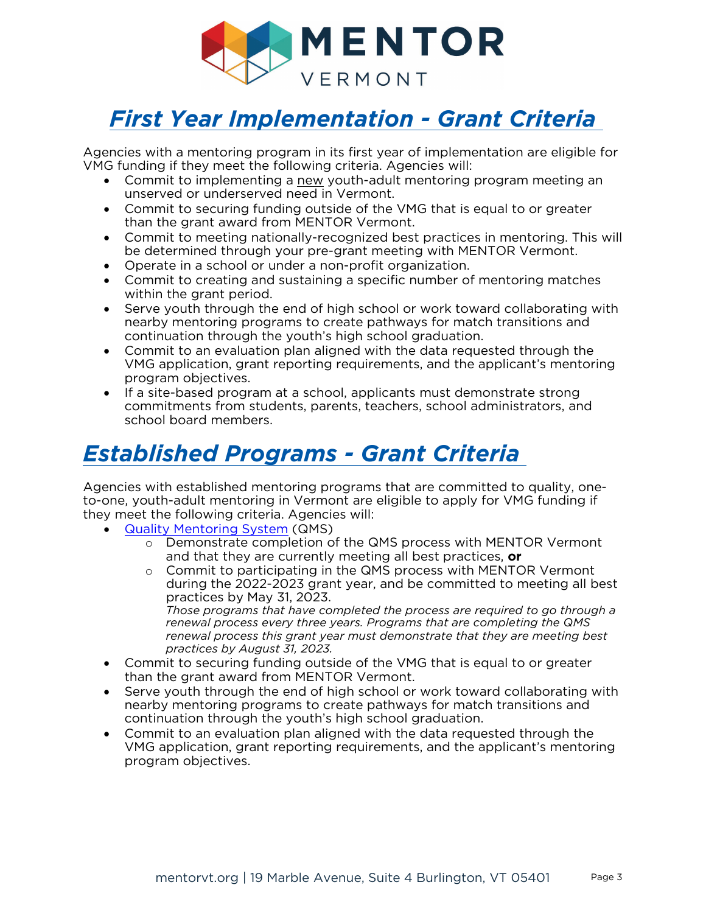## *First Year Implementation - Grant Criteria*

Agencies with a mentoring program in its first year of implementation are eligible for VMG funding if they meet the following criteria. Agencies will:

- Commit to implementing a new youth-adult mentoring program meeting an unserved or underserved need in Vermont.
- Commit to securing funding outside of the VMG that is equal to or greater than the grant award from MENTOR Vermont.
- Commit to meeting nationally-recognized best practices in mentoring. This will be determined through your pre-grant meeting with MENTOR Vermont.
- Operate in a school or under a non-profit organization.
- Commit to creating and sustaining a specific number of mentoring matches within the grant period.
- Serve youth through the end of high school or work toward collaborating with nearby mentoring programs to create pathways for match transitions and continuation through the youth's high school graduation.
- Commit to an evaluation plan aligned with the data requested through the VMG application, grant reporting requirements, and the applicant's mentoring program objectives.
- If a site-based program at a school, applicants must demonstrate strong commitments from students, parents, teachers, school administrators, and school board members.

## *Established Programs - Grant Criteria*

Agencies with established mentoring programs that are committed to quality, one-to-one, youth-adult mentoring in Vermont are eligible to apply for VMG funding if they meet the following criteria. Agencies will:

- Quality Mentoring System (QMS)
  - Demonstrate completion of the QMS process with MENTOR Vermont and that they are currently meeting all best practices, **or**
  - Commit to participating in the QMS process with MENTOR Vermont during the 2022-2023 grant year, and be committed to meeting all best practices by May 31, 2023.
    *Those programs that have completed the process are required to go through a renewal process every three years. Programs that are completing the QMS renewal process this grant year must demonstrate that they are meeting best practices by August 31, 2023.*
- Commit to securing funding outside of the VMG that is equal to or greater than the grant award from MENTOR Vermont.
- Serve youth through the end of high school or work toward collaborating with nearby mentoring programs to create pathways for match transitions and continuation through the youth's high school graduation.
- Commit to an evaluation plan aligned with the data requested through the VMG application, grant reporting requirements, and the applicant's mentoring program objectives.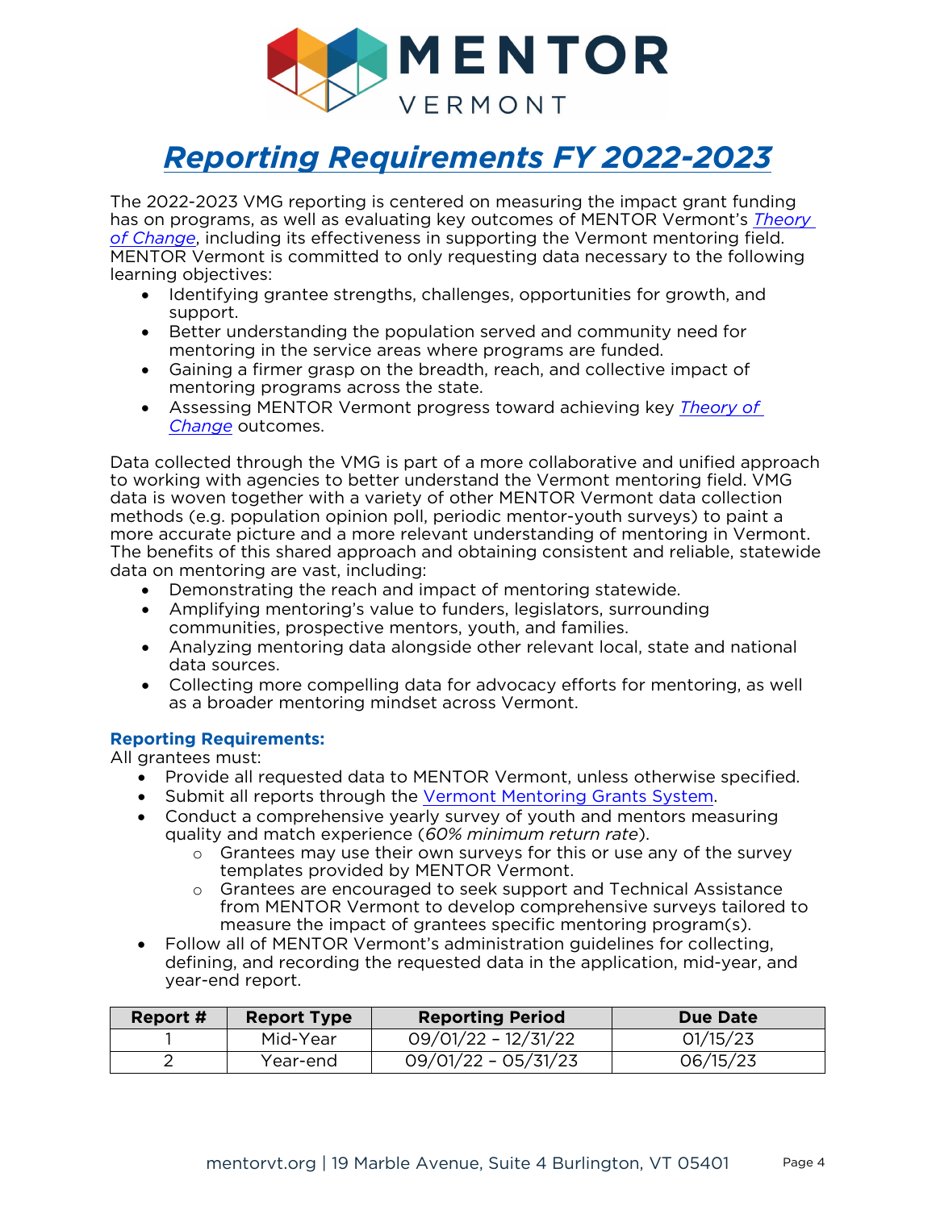# *Reporting Requirements FY 2022-2023*

The 2022-2023 VMG reporting is centered on measuring the impact grant funding has on programs, as well as evaluating key outcomes of MENTOR Vermont's *Theory of Change*, including its effectiveness in supporting the Vermont mentoring field. MENTOR Vermont is committed to only requesting data necessary to the following learning objectives:

- Identifying grantee strengths, challenges, opportunities for growth, and support.
- Better understanding the population served and community need for mentoring in the service areas where programs are funded.
- Gaining a firmer grasp on the breadth, reach, and collective impact of mentoring programs across the state.
- Assessing MENTOR Vermont progress toward achieving key *Theory of Change* outcomes.

Data collected through the VMG is part of a more collaborative and unified approach to working with agencies to better understand the Vermont mentoring field. VMG data is woven together with a variety of other MENTOR Vermont data collection methods (e.g. population opinion poll, periodic mentor-youth surveys) to paint a more accurate picture and a more relevant understanding of mentoring in Vermont. The benefits of this shared approach and obtaining consistent and reliable, statewide data on mentoring are vast, including:

- Demonstrating the reach and impact of mentoring statewide.
- Amplifying mentoring's value to funders, legislators, surrounding communities, prospective mentors, youth, and families.
- Analyzing mentoring data alongside other relevant local, state and national data sources.
- Collecting more compelling data for advocacy efforts for mentoring, as well as a broader mentoring mindset across Vermont.

**Reporting Requirements:**

All grantees must:

- Provide all requested data to MENTOR Vermont, unless otherwise specified.
- Submit all reports through the Vermont Mentoring Grants System.
- Conduct a comprehensive yearly survey of youth and mentors measuring quality and match experience (*60% minimum return rate*).
  - Grantees may use their own surveys for this or use any of the survey templates provided by MENTOR Vermont.
  - Grantees are encouraged to seek support and Technical Assistance from MENTOR Vermont to develop comprehensive surveys tailored to measure the impact of grantees specific mentoring program(s).
- Follow all of MENTOR Vermont's administration guidelines for collecting, defining, and recording the requested data in the application, mid-year, and year-end report.

| Report # | Report Type | Reporting Period | Due Date |
|---|---|---|---|
| 1 | Mid-Year | 09/01/22 – 12/31/22 | 01/15/23 |
| 2 | Year-end | 09/01/22 – 05/31/23 | 06/15/23 |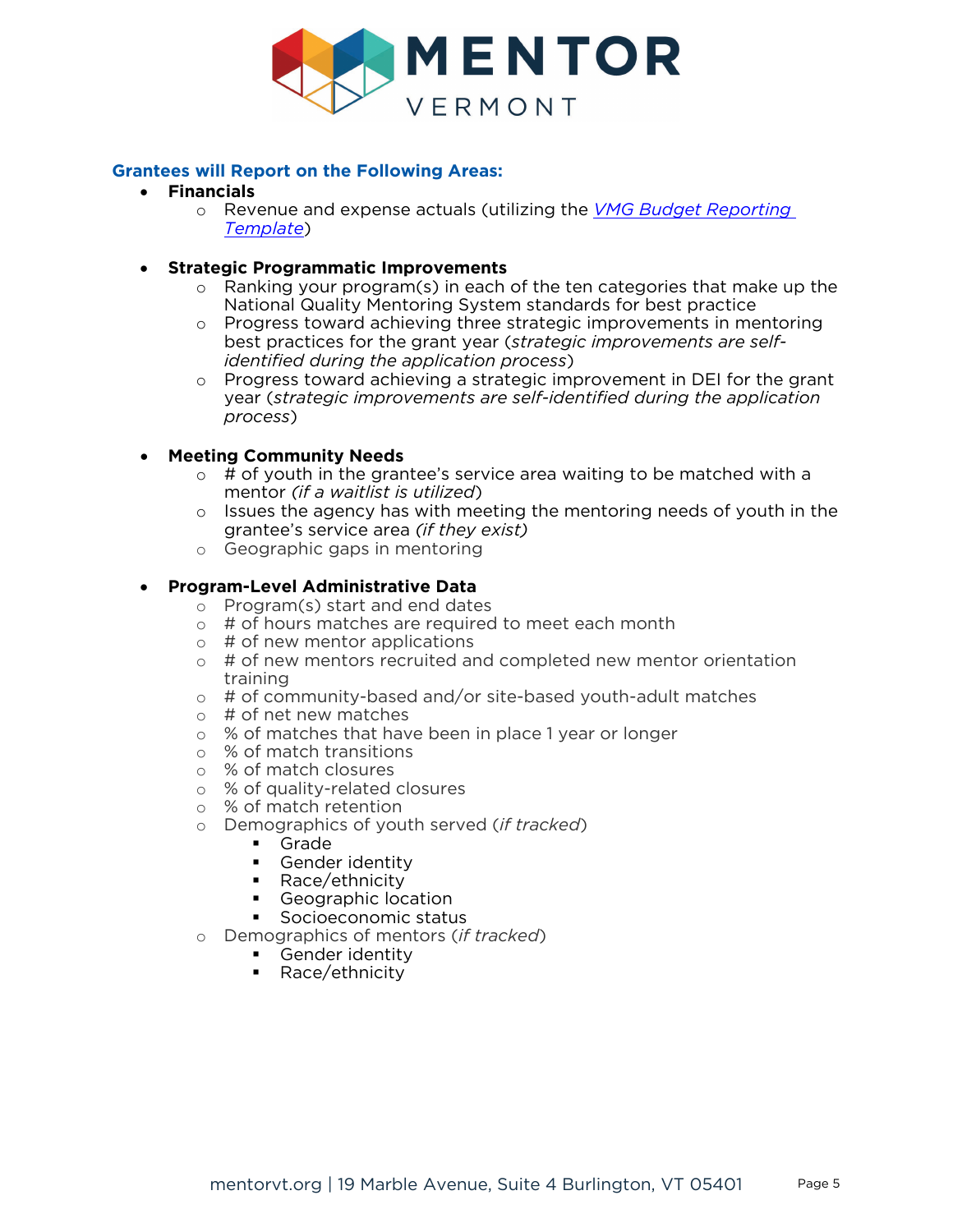### Grantees will Report on the Following Areas:

- **Financials**
  - Revenue and expense actuals (utilizing the *VMG Budget Reporting Template*)

- **Strategic Programmatic Improvements**
  - Ranking your program(s) in each of the ten categories that make up the National Quality Mentoring System standards for best practice
  - Progress toward achieving three strategic improvements in mentoring best practices for the grant year (*strategic improvements are self-identified during the application process*)
  - Progress toward achieving a strategic improvement in DEI for the grant year (*strategic improvements are self-identified during the application process*)

- **Meeting Community Needs**
  - # of youth in the grantee's service area waiting to be matched with a mentor *(if a waitlist is utilized)*
  - Issues the agency has with meeting the mentoring needs of youth in the grantee's service area *(if they exist)*
  - Geographic gaps in mentoring

- **Program-Level Administrative Data**
  - Program(s) start and end dates
  - # of hours matches are required to meet each month
  - # of new mentor applications
  - # of new mentors recruited and completed new mentor orientation training
  - # of community-based and/or site-based youth-adult matches
  - # of net new matches
  - % of matches that have been in place 1 year or longer
  - % of match transitions
  - % of match closures
  - % of quality-related closures
  - % of match retention
  - Demographics of youth served (*if tracked*)
    - Grade
    - Gender identity
    - Race/ethnicity
    - Geographic location
    - Socioeconomic status
  - Demographics of mentors (*if tracked*)
    - Gender identity
    - Race/ethnicity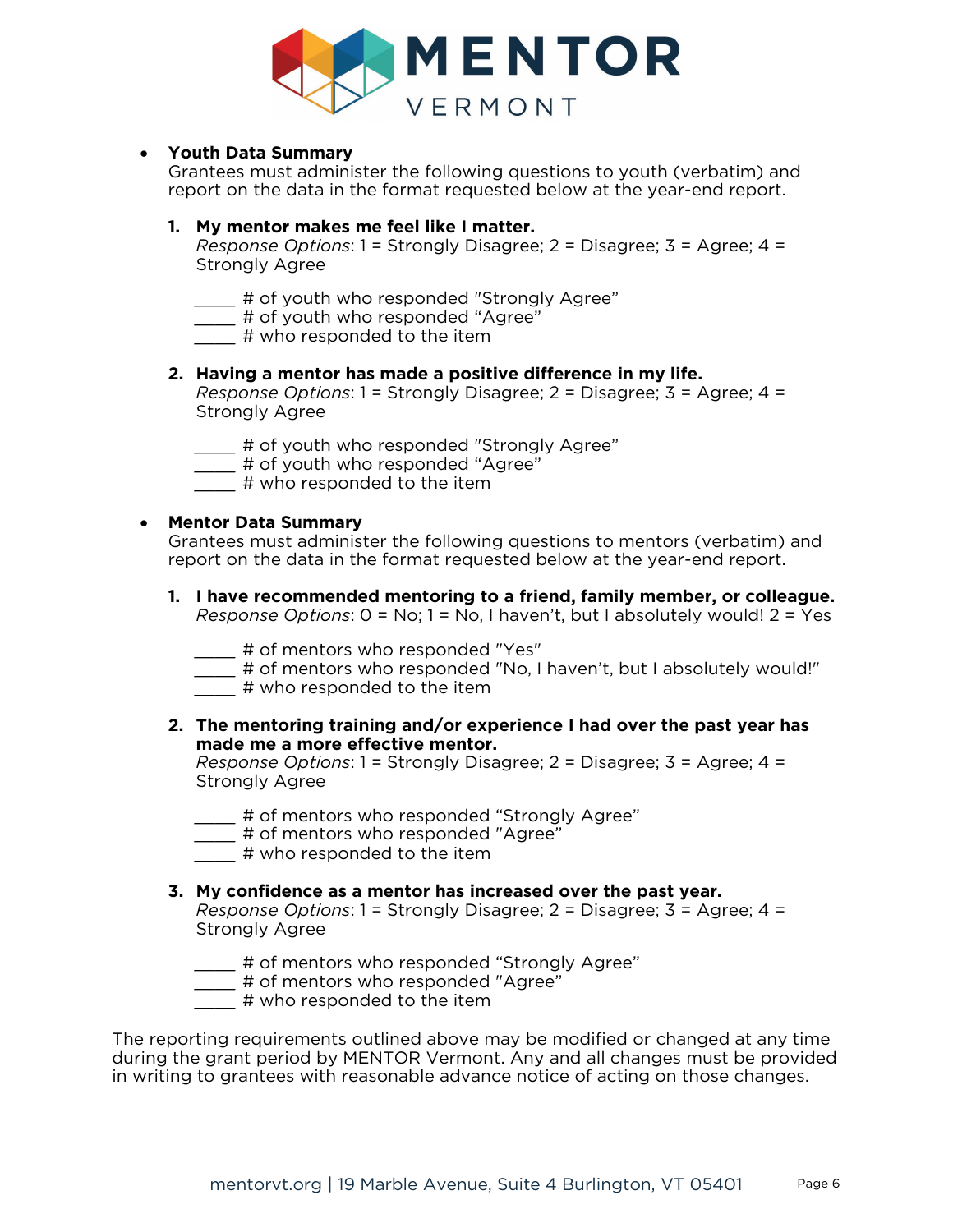- **Youth Data Summary**
  Grantees must administer the following questions to youth (verbatim) and report on the data in the format requested below at the year-end report.

  1. **My mentor makes me feel like I matter.**
     *Response Options*: 1 = Strongly Disagree; 2 = Disagree; 3 = Agree; 4 = Strongly Agree

     _____ # of youth who responded "Strongly Agree"
     _____ # of youth who responded "Agree"
     _____ # who responded to the item

  2. **Having a mentor has made a positive difference in my life.**
     *Response Options*: 1 = Strongly Disagree; 2 = Disagree; 3 = Agree; 4 = Strongly Agree

     _____ # of youth who responded "Strongly Agree"
     _____ # of youth who responded "Agree"
     _____ # who responded to the item

- **Mentor Data Summary**
  Grantees must administer the following questions to mentors (verbatim) and report on the data in the format requested below at the year-end report.

  1. **I have recommended mentoring to a friend, family member, or colleague.**
     *Response Options*: 0 = No; 1 = No, I haven't, but I absolutely would! 2 = Yes

     _____ # of mentors who responded "Yes"
     _____ # of mentors who responded "No, I haven't, but I absolutely would!"
     _____ # who responded to the item

  2. **The mentoring training and/or experience I had over the past year has made me a more effective mentor.**
     *Response Options*: 1 = Strongly Disagree; 2 = Disagree; 3 = Agree; 4 = Strongly Agree

     _____ # of mentors who responded "Strongly Agree"
     _____ # of mentors who responded "Agree"
     _____ # who responded to the item

  3. **My confidence as a mentor has increased over the past year.**
     *Response Options*: 1 = Strongly Disagree; 2 = Disagree; 3 = Agree; 4 = Strongly Agree

     _____ # of mentors who responded "Strongly Agree"
     _____ # of mentors who responded "Agree"
     _____ # who responded to the item

The reporting requirements outlined above may be modified or changed at any time during the grant period by MENTOR Vermont. Any and all changes must be provided in writing to grantees with reasonable advance notice of acting on those changes.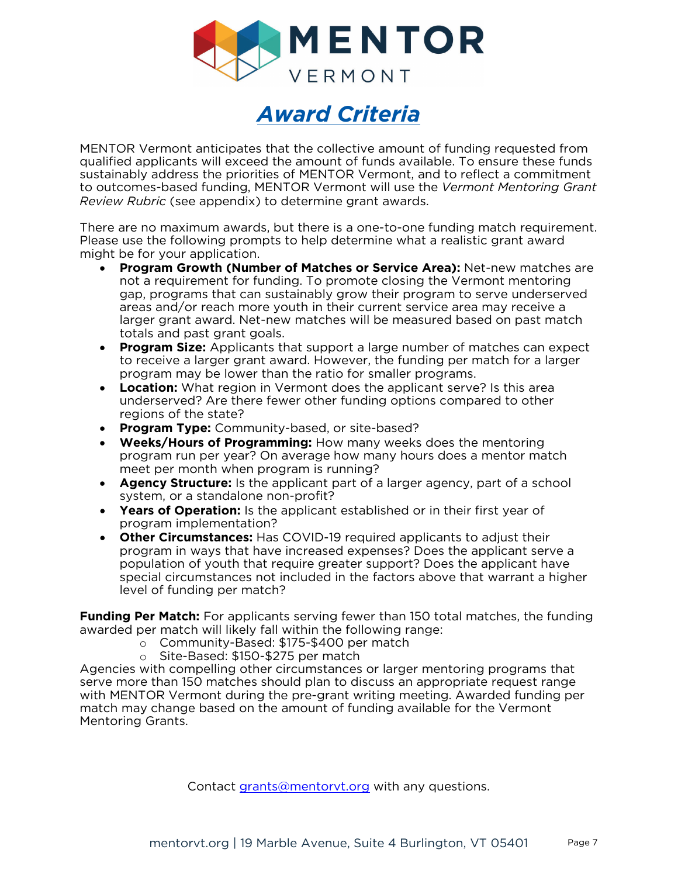MENTOR VERMONT

# *Award Criteria*

MENTOR Vermont anticipates that the collective amount of funding requested from qualified applicants will exceed the amount of funds available. To ensure these funds sustainably address the priorities of MENTOR Vermont, and to reflect a commitment to outcomes-based funding, MENTOR Vermont will use the *Vermont Mentoring Grant Review Rubric* (see appendix) to determine grant awards.

There are no maximum awards, but there is a one-to-one funding match requirement. Please use the following prompts to help determine what a realistic grant award might be for your application.

- **Program Growth (Number of Matches or Service Area):** Net-new matches are not a requirement for funding. To promote closing the Vermont mentoring gap, programs that can sustainably grow their program to serve underserved areas and/or reach more youth in their current service area may receive a larger grant award. Net-new matches will be measured based on past match totals and past grant goals.
- **Program Size:** Applicants that support a large number of matches can expect to receive a larger grant award. However, the funding per match for a larger program may be lower than the ratio for smaller programs.
- **Location:** What region in Vermont does the applicant serve? Is this area underserved? Are there fewer other funding options compared to other regions of the state?
- **Program Type:** Community-based, or site-based?
- **Weeks/Hours of Programming:** How many weeks does the mentoring program run per year? On average how many hours does a mentor match meet per month when program is running?
- **Agency Structure:** Is the applicant part of a larger agency, part of a school system, or a standalone non-profit?
- **Years of Operation:** Is the applicant established or in their first year of program implementation?
- **Other Circumstances:** Has COVID-19 required applicants to adjust their program in ways that have increased expenses? Does the applicant serve a population of youth that require greater support? Does the applicant have special circumstances not included in the factors above that warrant a higher level of funding per match?

**Funding Per Match:** For applicants serving fewer than 150 total matches, the funding awarded per match will likely fall within the following range:

- Community-Based: $175-$400 per match
- Site-Based: $150-$275 per match

Agencies with compelling other circumstances or larger mentoring programs that serve more than 150 matches should plan to discuss an appropriate request range with MENTOR Vermont during the pre-grant writing meeting. Awarded funding per match may change based on the amount of funding available for the Vermont Mentoring Grants.

Contact grants@mentorvt.org with any questions.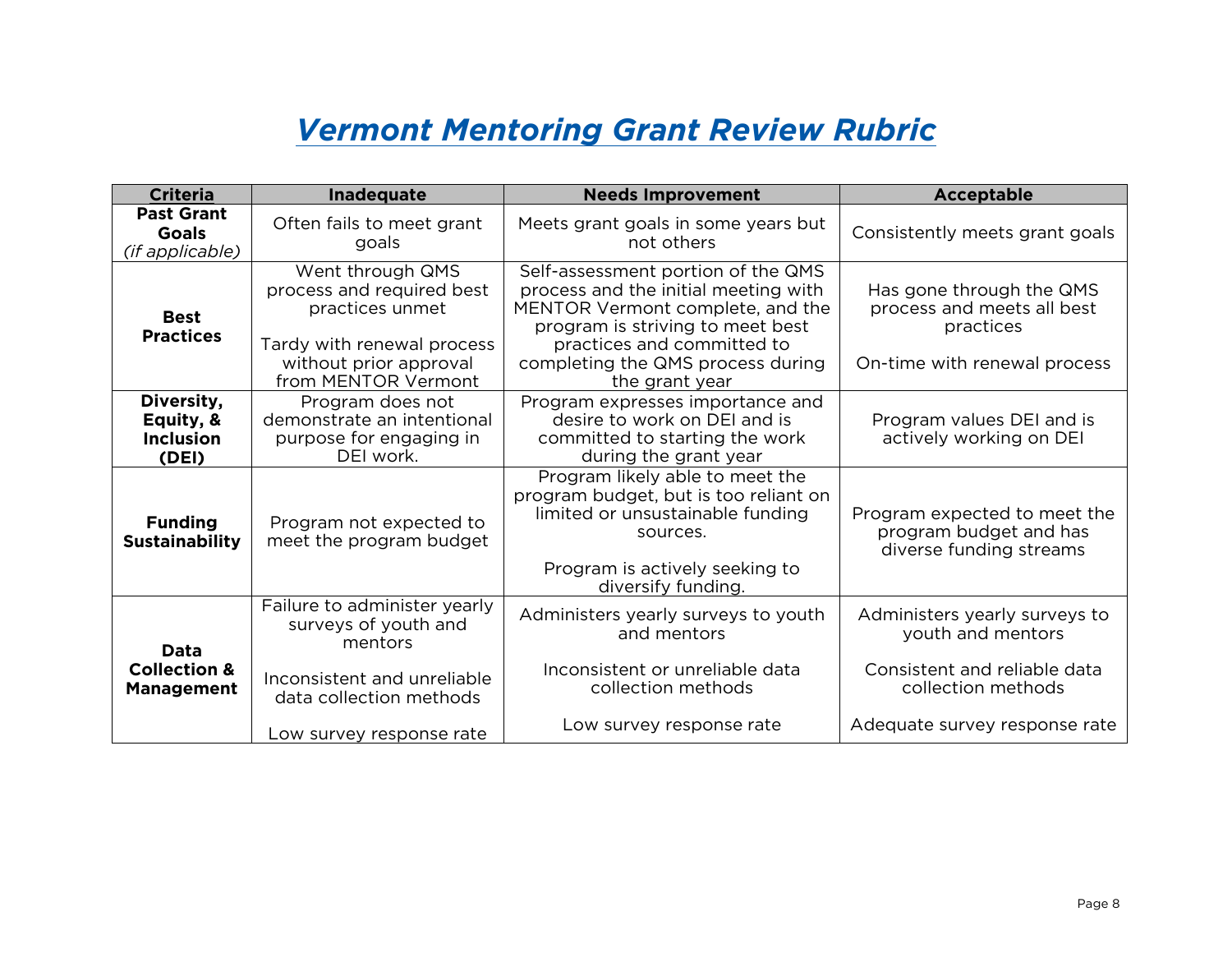# *Vermont Mentoring Grant Review Rubric*

| Criteria | Inadequate | Needs Improvement | Acceptable |
|---|---|---|---|
| **Past Grant Goals** *(if applicable)* | Often fails to meet grant goals | Meets grant goals in some years but not others | Consistently meets grant goals |
| **Best Practices** | Went through QMS process and required best practices unmet<br><br>Tardy with renewal process without prior approval from MENTOR Vermont | Self-assessment portion of the QMS process and the initial meeting with MENTOR Vermont complete, and the program is striving to meet best practices and committed to completing the QMS process during the grant year | Has gone through the QMS process and meets all best practices<br><br>On-time with renewal process |
| **Diversity, Equity, & Inclusion (DEI)** | Program does not demonstrate an intentional purpose for engaging in DEI work. | Program expresses importance and desire to work on DEI and is committed to starting the work during the grant year | Program values DEI and is actively working on DEI |
| **Funding Sustainability** | Program not expected to meet the program budget | Program likely able to meet the program budget, but is too reliant on limited or unsustainable funding sources.<br><br>Program is actively seeking to diversify funding. | Program expected to meet the program budget and has diverse funding streams |
| **Data Collection & Management** | Failure to administer yearly surveys of youth and mentors<br><br>Inconsistent and unreliable data collection methods<br><br>Low survey response rate | Administers yearly surveys to youth and mentors<br><br>Inconsistent or unreliable data collection methods<br><br>Low survey response rate | Administers yearly surveys to youth and mentors<br><br>Consistent and reliable data collection methods<br><br>Adequate survey response rate |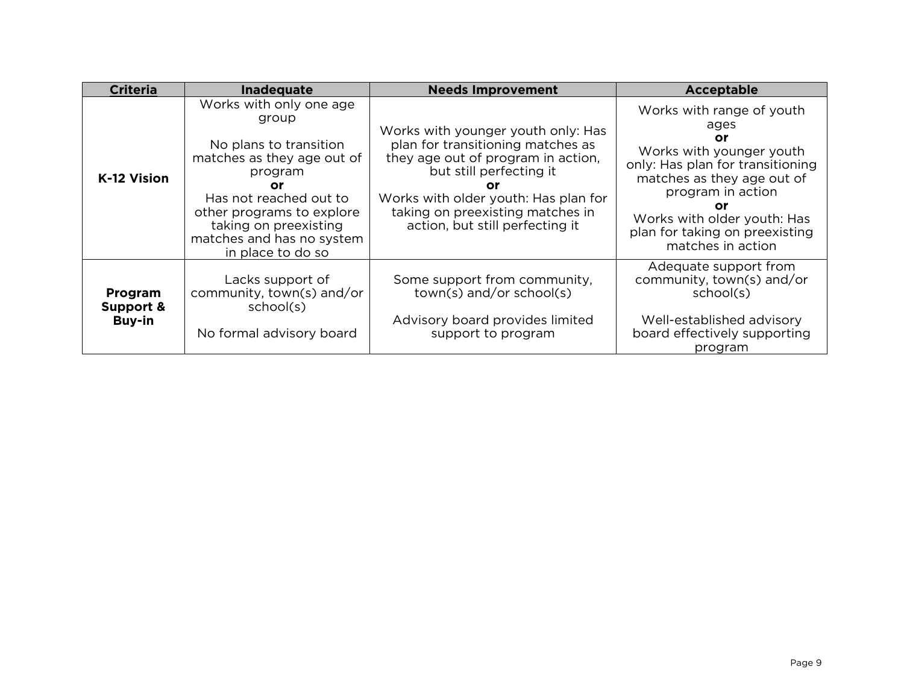| Criteria | Inadequate | Needs Improvement | Acceptable |
|---|---|---|---|
| **K-12 Vision** | Works with only one age group<br><br>No plans to transition matches as they age out of program<br>**or**<br>Has not reached out to other programs to explore taking on preexisting matches and has no system in place to do so | Works with younger youth only: Has plan for transitioning matches as they age out of program in action, but still perfecting it<br>**or**<br>Works with older youth: Has plan for taking on preexisting matches in action, but still perfecting it | Works with range of youth ages<br>**or**<br>Works with younger youth only: Has plan for transitioning matches as they age out of program in action<br>**or**<br>Works with older youth: Has plan for taking on preexisting matches in action |
| **Program Support & Buy-in** | Lacks support of community, town(s) and/or school(s)<br><br>No formal advisory board | Some support from community, town(s) and/or school(s)<br><br>Advisory board provides limited support to program | Adequate support from community, town(s) and/or school(s)<br><br>Well-established advisory board effectively supporting program |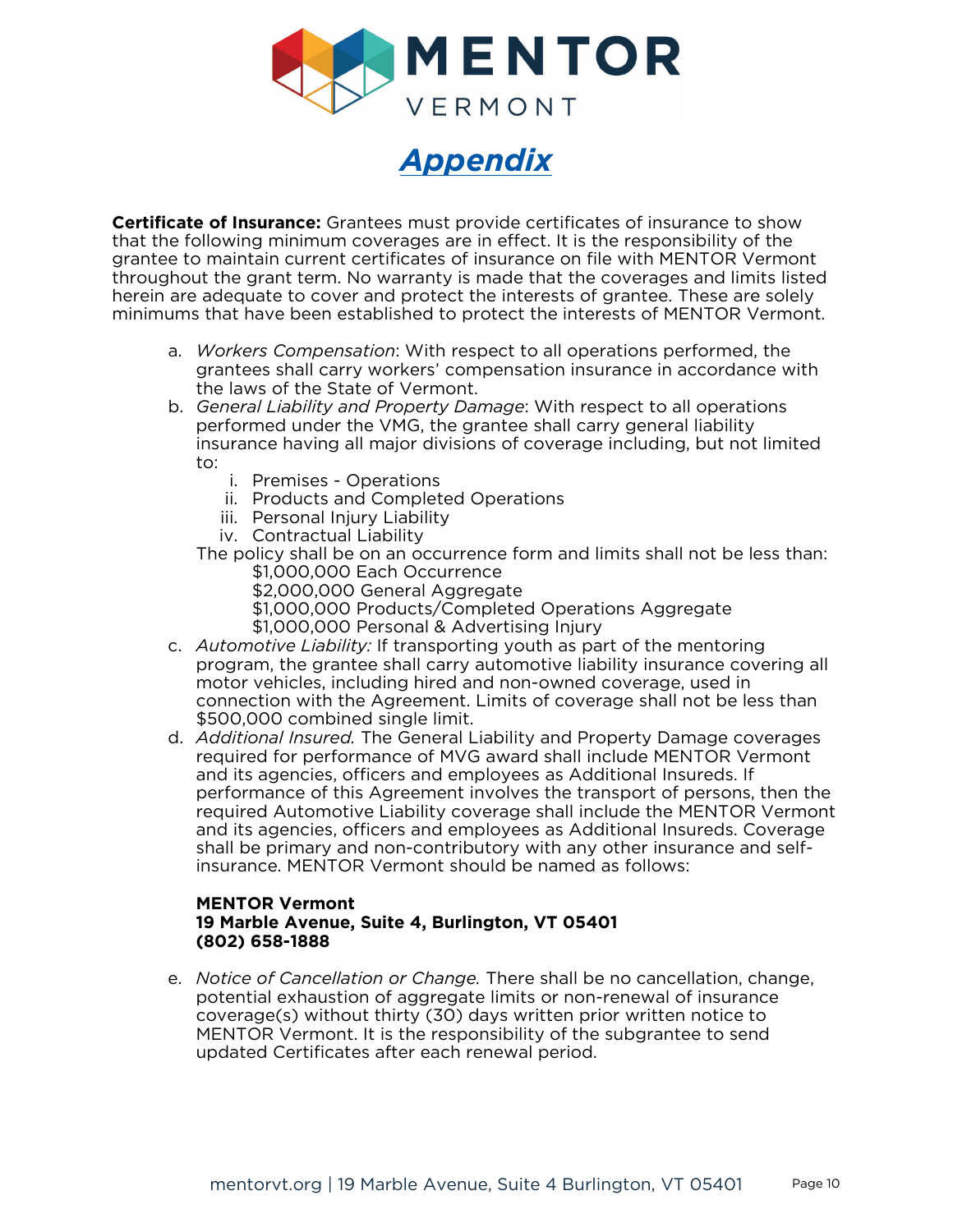# *Appendix*

**Certificate of Insurance:** Grantees must provide certificates of insurance to show that the following minimum coverages are in effect. It is the responsibility of the grantee to maintain current certificates of insurance on file with MENTOR Vermont throughout the grant term. No warranty is made that the coverages and limits listed herein are adequate to cover and protect the interests of grantee. These are solely minimums that have been established to protect the interests of MENTOR Vermont.

a. *Workers Compensation*: With respect to all operations performed, the grantees shall carry workers' compensation insurance in accordance with the laws of the State of Vermont.
b. *General Liability and Property Damage*: With respect to all operations performed under the VMG, the grantee shall carry general liability insurance having all major divisions of coverage including, but not limited to:
    i. Premises - Operations
    ii. Products and Completed Operations
    iii. Personal Injury Liability
    iv. Contractual Liability

   The policy shall be on an occurrence form and limits shall not be less than:
   $1,000,000 Each Occurrence
   $2,000,000 General Aggregate
   $1,000,000 Products/Completed Operations Aggregate
   $1,000,000 Personal & Advertising Injury
c. *Automotive Liability:* If transporting youth as part of the mentoring program, the grantee shall carry automotive liability insurance covering all motor vehicles, including hired and non-owned coverage, used in connection with the Agreement. Limits of coverage shall not be less than $500,000 combined single limit.
d. *Additional Insured.* The General Liability and Property Damage coverages required for performance of MVG award shall include MENTOR Vermont and its agencies, officers and employees as Additional Insureds. If performance of this Agreement involves the transport of persons, then the required Automotive Liability coverage shall include the MENTOR Vermont and its agencies, officers and employees as Additional Insureds. Coverage shall be primary and non-contributory with any other insurance and self-insurance. MENTOR Vermont should be named as follows:

   **MENTOR Vermont**
   **19 Marble Avenue, Suite 4, Burlington, VT 05401**
   **(802) 658-1888**

e. *Notice of Cancellation or Change.* There shall be no cancellation, change, potential exhaustion of aggregate limits or non-renewal of insurance coverage(s) without thirty (30) days written prior written notice to MENTOR Vermont. It is the responsibility of the subgrantee to send updated Certificates after each renewal period.